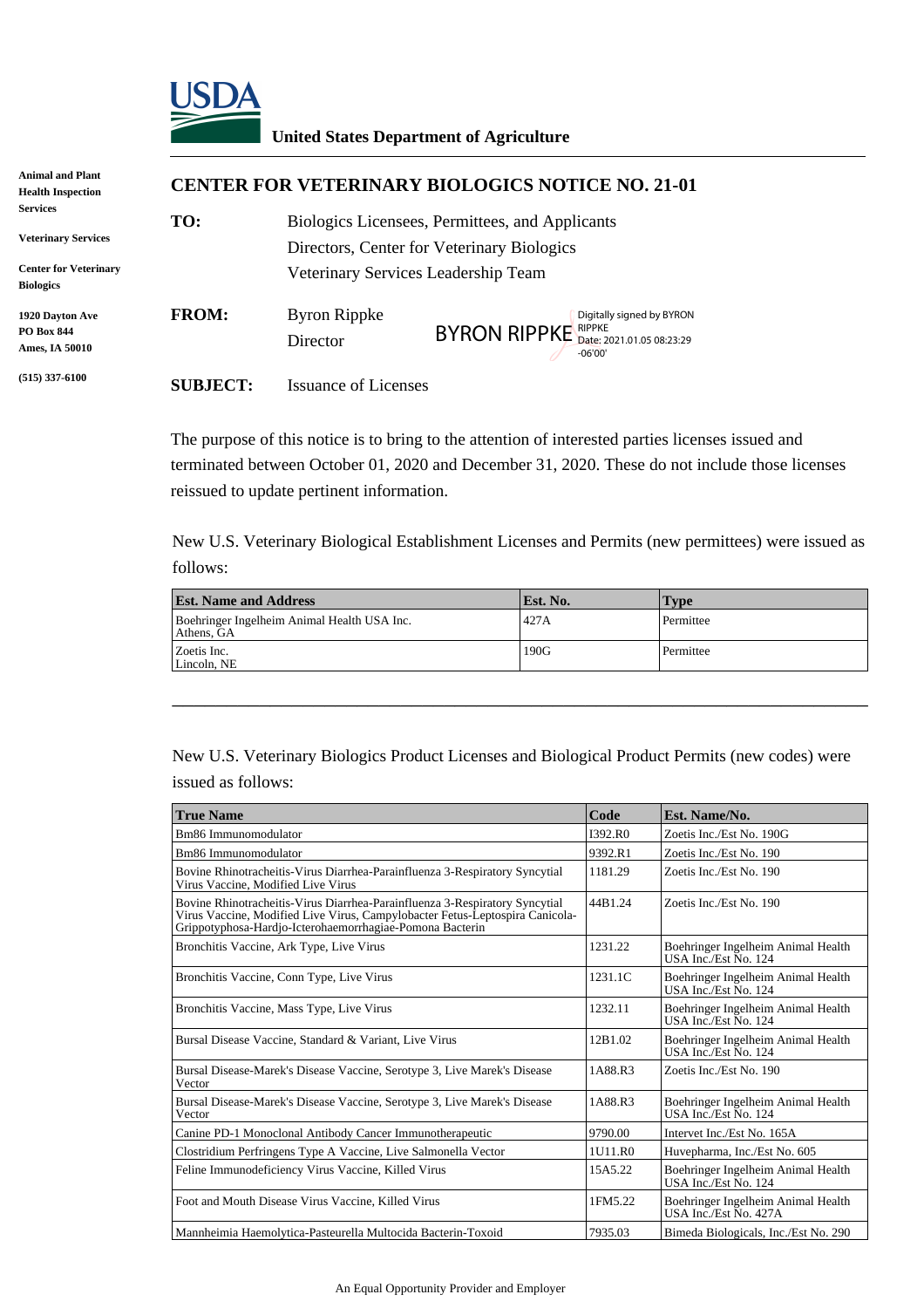USDA

**United States Department of Agriculture**

**Animal and Plant Health Inspection Services**

**Veterinary Services**

**Center for Veterinary Biologics**

**1920 Dayton Ave**
**PO Box 844**
**Ames, IA 50010**

**(515) 337-6100**

## CENTER FOR VETERINARY BIOLOGICS NOTICE NO. 21-01

**TO:** Biologics Licensees, Permittees, and Applicants
Directors, Center for Veterinary Biologics
Veterinary Services Leadership Team

**FROM:** Byron Rippke
Director

BYRON RIPPKE Digitally signed by BYRON RIPPKE Date: 2021.01.05 08:23:29 -06'00'

**SUBJECT:** Issuance of Licenses

The purpose of this notice is to bring to the attention of interested parties licenses issued and terminated between October 01, 2020 and December 31, 2020. These do not include those licenses reissued to update pertinent information.

New U.S. Veterinary Biological Establishment Licenses and Permits (new permittees) were issued as follows:

| Est. Name and Address | Est. No. | Type |
|---|---|---|
| Boehringer Ingelheim Animal Health USA Inc. Athens, GA | 427A | Permittee |
| Zoetis Inc. Lincoln, NE | 190G | Permittee |

New U.S. Veterinary Biologics Product Licenses and Biological Product Permits (new codes) were issued as follows:

| True Name | Code | Est. Name/No. |
|---|---|---|
| Bm86 Immunomodulator | I392.R0 | Zoetis Inc./Est No. 190G |
| Bm86 Immunomodulator | 9392.R1 | Zoetis Inc./Est No. 190 |
| Bovine Rhinotracheitis-Virus Diarrhea-Parainfluenza 3-Respiratory Syncytial Virus Vaccine, Modified Live Virus | 1181.29 | Zoetis Inc./Est No. 190 |
| Bovine Rhinotracheitis-Virus Diarrhea-Parainfluenza 3-Respiratory Syncytial Virus Vaccine, Modified Live Virus, Campylobacter Fetus-Leptospira Canicola-Grippotyphosa-Hardjo-Icterohaemorrhagiae-Pomona Bacterin | 44B1.24 | Zoetis Inc./Est No. 190 |
| Bronchitis Vaccine, Ark Type, Live Virus | 1231.22 | Boehringer Ingelheim Animal Health USA Inc./Est No. 124 |
| Bronchitis Vaccine, Conn Type, Live Virus | 1231.1C | Boehringer Ingelheim Animal Health USA Inc./Est No. 124 |
| Bronchitis Vaccine, Mass Type, Live Virus | 1232.11 | Boehringer Ingelheim Animal Health USA Inc./Est No. 124 |
| Bursal Disease Vaccine, Standard & Variant, Live Virus | 12B1.02 | Boehringer Ingelheim Animal Health USA Inc./Est No. 124 |
| Bursal Disease-Marek's Disease Vaccine, Serotype 3, Live Marek's Disease Vector | 1A88.R3 | Zoetis Inc./Est No. 190 |
| Bursal Disease-Marek's Disease Vaccine, Serotype 3, Live Marek's Disease Vector | 1A88.R3 | Boehringer Ingelheim Animal Health USA Inc./Est No. 124 |
| Canine PD-1 Monoclonal Antibody Cancer Immunotherapeutic | 9790.00 | Intervet Inc./Est No. 165A |
| Clostridium Perfringens Type A Vaccine, Live Salmonella Vector | 1U11.R0 | Huvepharma, Inc./Est No. 605 |
| Feline Immunodeficiency Virus Vaccine, Killed Virus | 15A5.22 | Boehringer Ingelheim Animal Health USA Inc./Est No. 124 |
| Foot and Mouth Disease Virus Vaccine, Killed Virus | 1FM5.22 | Boehringer Ingelheim Animal Health USA Inc./Est No. 427A |
| Mannheimia Haemolytica-Pasteurella Multocida Bacterin-Toxoid | 7935.03 | Bimeda Biologicals, Inc./Est No. 290 |

An Equal Opportunity Provider and Employer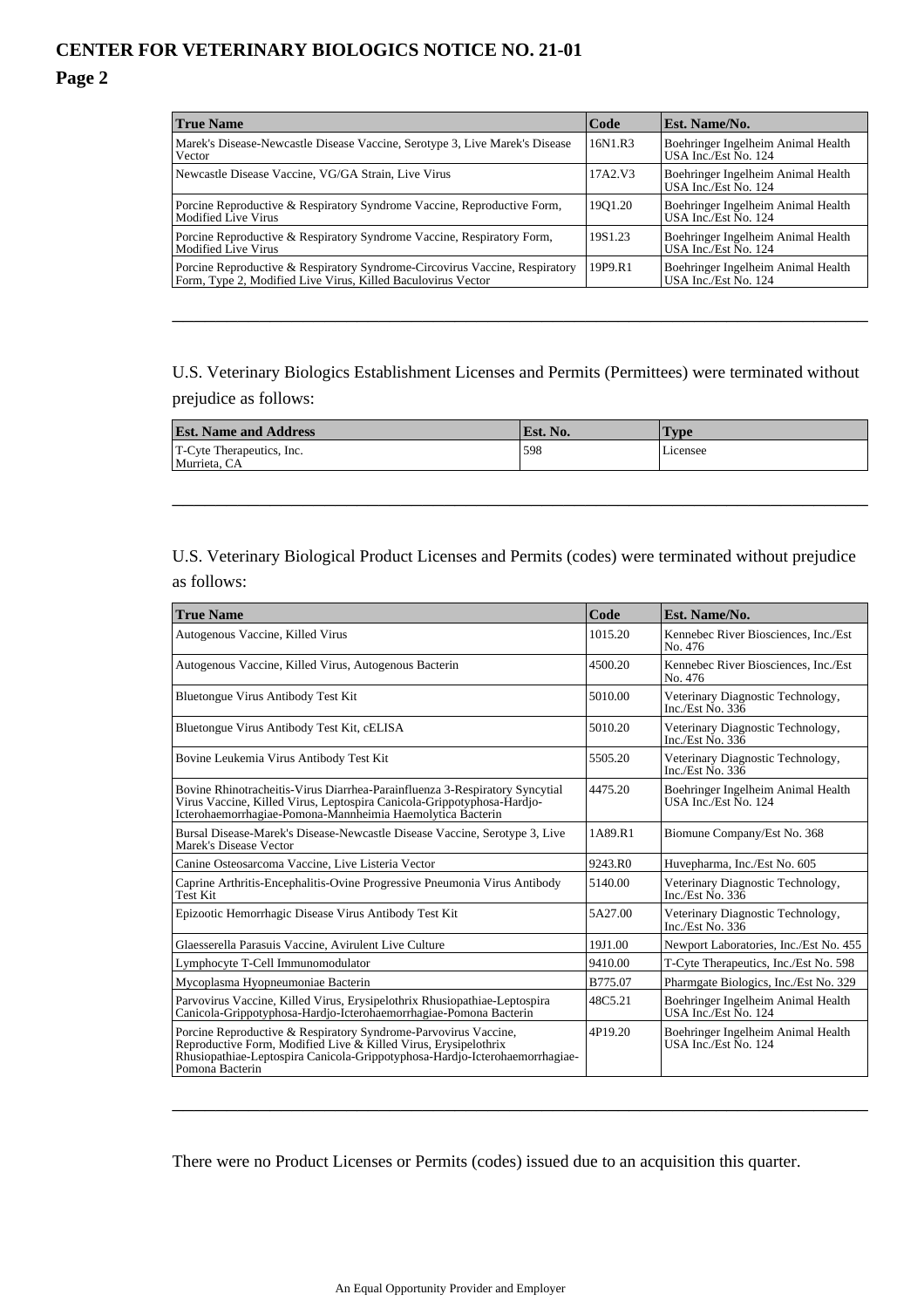| True Name | Code | Est. Name/No. |
|---|---|---|
| Marek's Disease-Newcastle Disease Vaccine, Serotype 3, Live Marek's Disease Vector | 16N1.R3 | Boehringer Ingelheim Animal Health USA Inc./Est No. 124 |
| Newcastle Disease Vaccine, VG/GA Strain, Live Virus | 17A2.V3 | Boehringer Ingelheim Animal Health USA Inc./Est No. 124 |
| Porcine Reproductive & Respiratory Syndrome Vaccine, Reproductive Form, Modified Live Virus | 19Q1.20 | Boehringer Ingelheim Animal Health USA Inc./Est No. 124 |
| Porcine Reproductive & Respiratory Syndrome Vaccine, Respiratory Form, Modified Live Virus | 19S1.23 | Boehringer Ingelheim Animal Health USA Inc./Est No. 124 |
| Porcine Reproductive & Respiratory Syndrome-Circovirus Vaccine, Respiratory Form, Type 2, Modified Live Virus, Killed Baculovirus Vector | 19P9.R1 | Boehringer Ingelheim Animal Health USA Inc./Est No. 124 |

---

U.S. Veterinary Biologics Establishment Licenses and Permits (Permittees) were terminated without prejudice as follows:

| Est. Name and Address | Est. No. | Type |
|---|---|---|
| T-Cyte Therapeutics, Inc. Murrieta, CA | 598 | Licensee |

---

U.S. Veterinary Biological Product Licenses and Permits (codes) were terminated without prejudice as follows:

| True Name | Code | Est. Name/No. |
|---|---|---|
| Autogenous Vaccine, Killed Virus | 1015.20 | Kennebec River Biosciences, Inc./Est No. 476 |
| Autogenous Vaccine, Killed Virus, Autogenous Bacterin | 4500.20 | Kennebec River Biosciences, Inc./Est No. 476 |
| Bluetongue Virus Antibody Test Kit | 5010.00 | Veterinary Diagnostic Technology, Inc./Est No. 336 |
| Bluetongue Virus Antibody Test Kit, cELISA | 5010.20 | Veterinary Diagnostic Technology, Inc./Est No. 336 |
| Bovine Leukemia Virus Antibody Test Kit | 5505.20 | Veterinary Diagnostic Technology, Inc./Est No. 336 |
| Bovine Rhinotracheitis-Virus Diarrhea-Parainfluenza 3-Respiratory Syncytial Virus Vaccine, Killed Virus, Leptospira Canicola-Grippotyphosa-Hardjo-Icterohaemorrhagiae-Pomona-Mannheimia Haemolytica Bacterin | 4475.20 | Boehringer Ingelheim Animal Health USA Inc./Est No. 124 |
| Bursal Disease-Marek's Disease-Newcastle Disease Vaccine, Serotype 3, Live Marek's Disease Vector | 1A89.R1 | Biomune Company/Est No. 368 |
| Canine Osteosarcoma Vaccine, Live Listeria Vector | 9243.R0 | Huvepharma, Inc./Est No. 605 |
| Caprine Arthritis-Encephalitis-Ovine Progressive Pneumonia Virus Antibody Test Kit | 5140.00 | Veterinary Diagnostic Technology, Inc./Est No. 336 |
| Epizootic Hemorrhagic Disease Virus Antibody Test Kit | 5A27.00 | Veterinary Diagnostic Technology, Inc./Est No. 336 |
| Glaesserella Parasuis Vaccine, Avirulent Live Culture | 19J1.00 | Newport Laboratories, Inc./Est No. 455 |
| Lymphocyte T-Cell Immunomodulator | 9410.00 | T-Cyte Therapeutics, Inc./Est No. 598 |
| Mycoplasma Hyopneumoniae Bacterin | B775.07 | Pharmgate Biologics, Inc./Est No. 329 |
| Parvovirus Vaccine, Killed Virus, Erysipelothrix Rhusiopathiae-Leptospira Canicola-Grippotyphosa-Hardjo-Icterohaemorrhagiae-Pomona Bacterin | 48C5.21 | Boehringer Ingelheim Animal Health USA Inc./Est No. 124 |
| Porcine Reproductive & Respiratory Syndrome-Parvovirus Vaccine, Reproductive Form, Modified Live & Killed Virus, Erysipelothrix Rhusiopathiae-Leptospira Canicola-Grippotyphosa-Hardjo-Icterohaemorrhagiae-Pomona Bacterin | 4P19.20 | Boehringer Ingelheim Animal Health USA Inc./Est No. 124 |

---

There were no Product Licenses or Permits (codes) issued due to an acquisition this quarter.